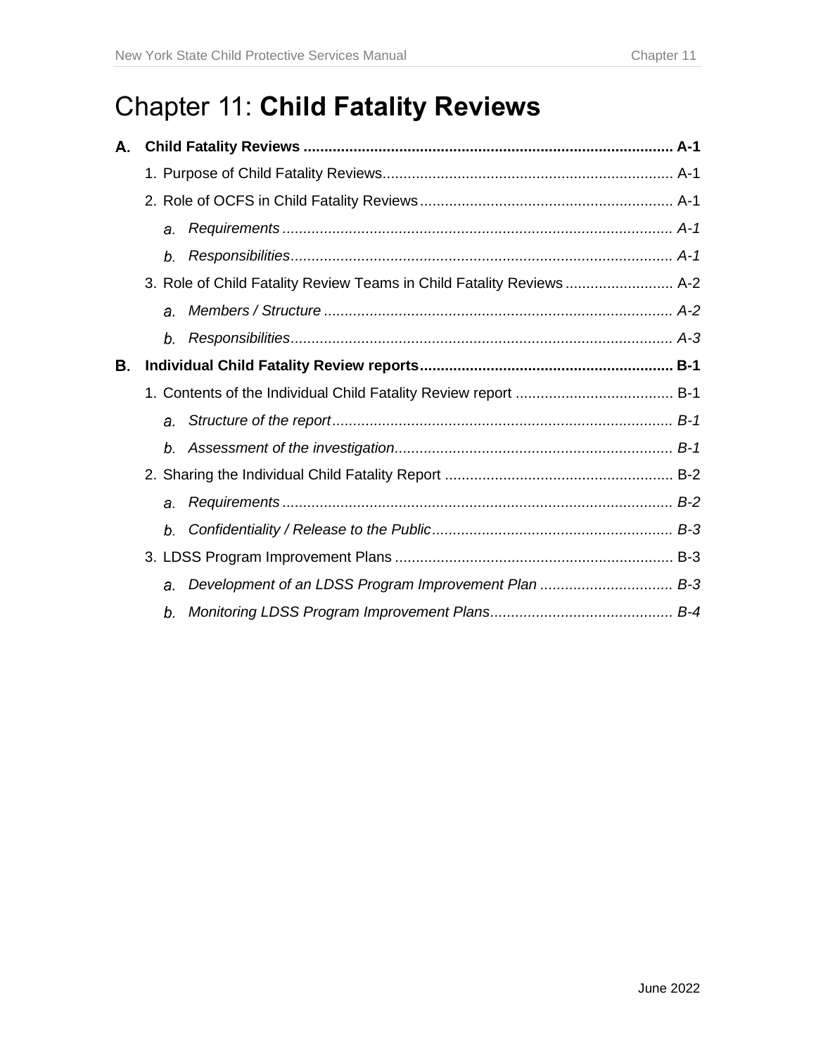# Chapter 11: **Child Fatality Reviews**

**A. Child Fatality Reviews .......................................................................................... A-1**

1. Purpose of Child Fatality Reviews...................................................................... A-1
2. Role of OCFS in Child Fatality Reviews ............................................................. A-1
   a. *Requirements .............................................................................................. A-1*
   b. *Responsibilities............................................................................................ A-1*
3. Role of Child Fatality Review Teams in Child Fatality Reviews .......................... A-2
   a. *Members / Structure .................................................................................... A-2*
   b. *Responsibilities............................................................................................ A-3*

**B. Individual Child Fatality Review reports............................................................. B-1**

1. Contents of the Individual Child Fatality Review report ...................................... B-1
   a. *Structure of the report.................................................................................. B-1*
   b. *Assessment of the investigation................................................................... B-1*
2. Sharing the Individual Child Fatality Report ....................................................... B-2
   a. *Requirements .............................................................................................. B-2*
   b. *Confidentiality / Release to the Public.......................................................... B-3*
3. LDSS Program Improvement Plans ................................................................... B-3
   a. *Development of an LDSS Program Improvement Plan ................................ B-3*
   b. *Monitoring LDSS Program Improvement Plans............................................ B-4*

June 2022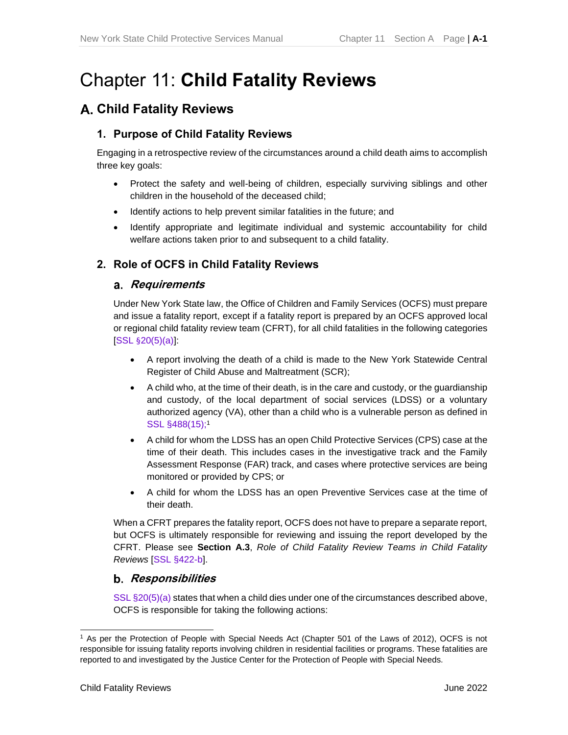# Chapter 11: **Child Fatality Reviews**

## A. Child Fatality Reviews

### 1. Purpose of Child Fatality Reviews

Engaging in a retrospective review of the circumstances around a child death aims to accomplish three key goals:

- Protect the safety and well-being of children, especially surviving siblings and other children in the household of the deceased child;
- Identify actions to help prevent similar fatalities in the future; and
- Identify appropriate and legitimate individual and systemic accountability for child welfare actions taken prior to and subsequent to a child fatality.

### 2. Role of OCFS in Child Fatality Reviews

#### a. *Requirements*

Under New York State law, the Office of Children and Family Services (OCFS) must prepare and issue a fatality report, except if a fatality report is prepared by an OCFS approved local or regional child fatality review team (CFRT), for all child fatalities in the following categories [SSL §20(5)(a)]:

- A report involving the death of a child is made to the New York Statewide Central Register of Child Abuse and Maltreatment (SCR);
- A child who, at the time of their death, is in the care and custody, or the guardianship and custody, of the local department of social services (LDSS) or a voluntary authorized agency (VA), other than a child who is a vulnerable person as defined in SSL §488(15);[1]
- A child for whom the LDSS has an open Child Protective Services (CPS) case at the time of their death. This includes cases in the investigative track and the Family Assessment Response (FAR) track, and cases where protective services are being monitored or provided by CPS; or
- A child for whom the LDSS has an open Preventive Services case at the time of their death.

When a CFRT prepares the fatality report, OCFS does not have to prepare a separate report, but OCFS is ultimately responsible for reviewing and issuing the report developed by the CFRT. Please see **Section A.3**, *Role of Child Fatality Review Teams in Child Fatality Reviews* [SSL §422-b].

#### b. *Responsibilities*

SSL §20(5)(a) states that when a child dies under one of the circumstances described above, OCFS is responsible for taking the following actions:

---

[1] As per the Protection of People with Special Needs Act (Chapter 501 of the Laws of 2012), OCFS is not responsible for issuing fatality reports involving children in residential facilities or programs. These fatalities are reported to and investigated by the Justice Center for the Protection of People with Special Needs.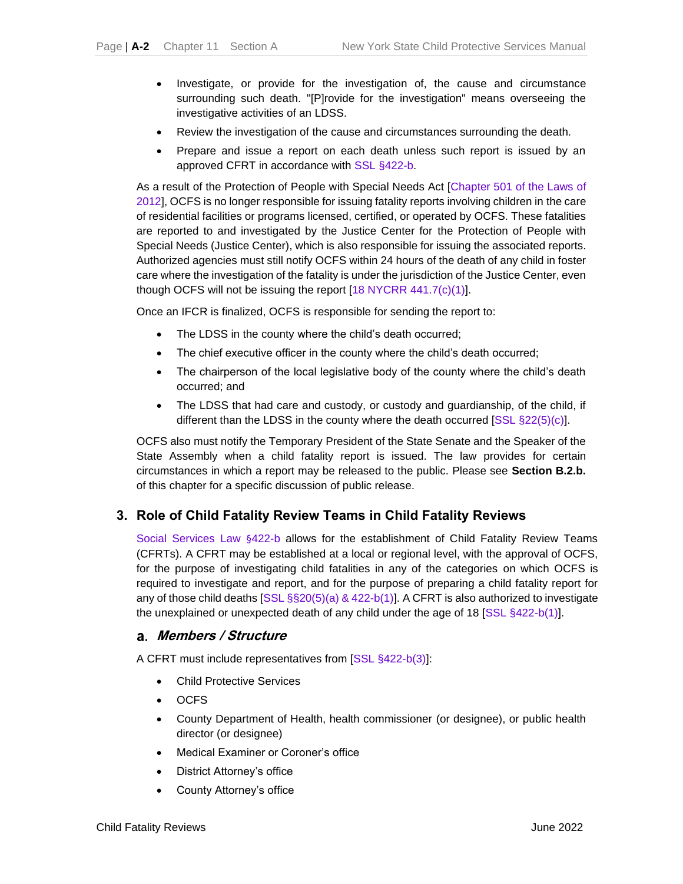- Investigate, or provide for the investigation of, the cause and circumstance surrounding such death. "[P]rovide for the investigation" means overseeing the investigative activities of an LDSS.
- Review the investigation of the cause and circumstances surrounding the death.
- Prepare and issue a report on each death unless such report is issued by an approved CFRT in accordance with SSL §422-b.

As a result of the Protection of People with Special Needs Act [Chapter 501 of the Laws of 2012], OCFS is no longer responsible for issuing fatality reports involving children in the care of residential facilities or programs licensed, certified, or operated by OCFS. These fatalities are reported to and investigated by the Justice Center for the Protection of People with Special Needs (Justice Center), which is also responsible for issuing the associated reports. Authorized agencies must still notify OCFS within 24 hours of the death of any child in foster care where the investigation of the fatality is under the jurisdiction of the Justice Center, even though OCFS will not be issuing the report [18 NYCRR 441.7(c)(1)].

Once an IFCR is finalized, OCFS is responsible for sending the report to:

- The LDSS in the county where the child's death occurred;
- The chief executive officer in the county where the child's death occurred;
- The chairperson of the local legislative body of the county where the child's death occurred; and
- The LDSS that had care and custody, or custody and guardianship, of the child, if different than the LDSS in the county where the death occurred [SSL §22(5)(c)].

OCFS also must notify the Temporary President of the State Senate and the Speaker of the State Assembly when a child fatality report is issued. The law provides for certain circumstances in which a report may be released to the public. Please see **Section B.2.b.** of this chapter for a specific discussion of public release.

## 3. Role of Child Fatality Review Teams in Child Fatality Reviews

Social Services Law §422-b allows for the establishment of Child Fatality Review Teams (CFRTs). A CFRT may be established at a local or regional level, with the approval of OCFS, for the purpose of investigating child fatalities in any of the categories on which OCFS is required to investigate and report, and for the purpose of preparing a child fatality report for any of those child deaths [SSL §§20(5)(a) & 422-b(1)]. A CFRT is also authorized to investigate the unexplained or unexpected death of any child under the age of 18 [SSL §422-b(1)].

### a. *Members / Structure*

A CFRT must include representatives from [SSL §422-b(3)]:

- Child Protective Services
- OCFS
- County Department of Health, health commissioner (or designee), or public health director (or designee)
- Medical Examiner or Coroner's office
- District Attorney's office
- County Attorney's office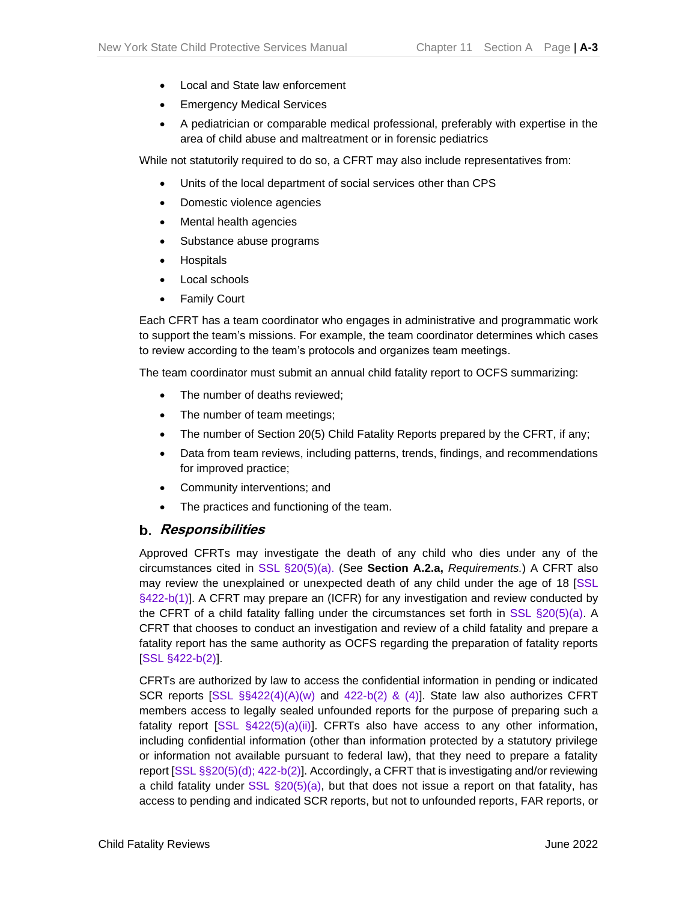- Local and State law enforcement
- Emergency Medical Services
- A pediatrician or comparable medical professional, preferably with expertise in the area of child abuse and maltreatment or in forensic pediatrics

While not statutorily required to do so, a CFRT may also include representatives from:

- Units of the local department of social services other than CPS
- Domestic violence agencies
- Mental health agencies
- Substance abuse programs
- Hospitals
- Local schools
- Family Court

Each CFRT has a team coordinator who engages in administrative and programmatic work to support the team's missions. For example, the team coordinator determines which cases to review according to the team's protocols and organizes team meetings.

The team coordinator must submit an annual child fatality report to OCFS summarizing:

- The number of deaths reviewed;
- The number of team meetings;
- The number of Section 20(5) Child Fatality Reports prepared by the CFRT, if any;
- Data from team reviews, including patterns, trends, findings, and recommendations for improved practice;
- Community interventions; and
- The practices and functioning of the team.

### b. *Responsibilities*

Approved CFRTs may investigate the death of any child who dies under any of the circumstances cited in SSL §20(5)(a). (See **Section A.2.a,** *Requirements.*) A CFRT also may review the unexplained or unexpected death of any child under the age of 18 [SSL §422-b(1)]. A CFRT may prepare an (ICFR) for any investigation and review conducted by the CFRT of a child fatality falling under the circumstances set forth in SSL §20(5)(a). A CFRT that chooses to conduct an investigation and review of a child fatality and prepare a fatality report has the same authority as OCFS regarding the preparation of fatality reports [SSL §422-b(2)].

CFRTs are authorized by law to access the confidential information in pending or indicated SCR reports [SSL §§422(4)(A)(w) and 422-b(2) & (4)]. State law also authorizes CFRT members access to legally sealed unfounded reports for the purpose of preparing such a fatality report [SSL §422(5)(a)(ii)]. CFRTs also have access to any other information, including confidential information (other than information protected by a statutory privilege or information not available pursuant to federal law), that they need to prepare a fatality report [SSL §§20(5)(d); 422-b(2)]. Accordingly, a CFRT that is investigating and/or reviewing a child fatality under SSL §20(5)(a), but that does not issue a report on that fatality, has access to pending and indicated SCR reports, but not to unfounded reports, FAR reports, or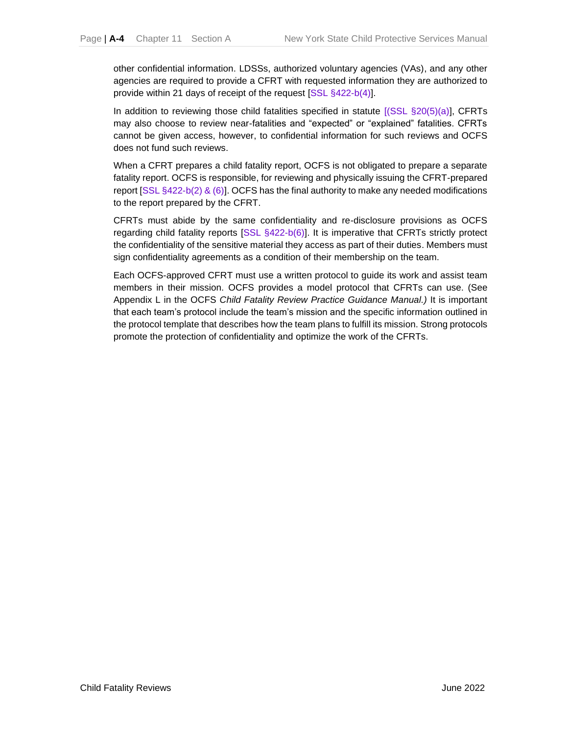other confidential information. LDSSs, authorized voluntary agencies (VAs), and any other agencies are required to provide a CFRT with requested information they are authorized to provide within 21 days of receipt of the request [SSL §422-b(4)].

In addition to reviewing those child fatalities specified in statute [(SSL §20(5)(a)], CFRTs may also choose to review near-fatalities and "expected" or "explained" fatalities. CFRTs cannot be given access, however, to confidential information for such reviews and OCFS does not fund such reviews.

When a CFRT prepares a child fatality report, OCFS is not obligated to prepare a separate fatality report. OCFS is responsible, for reviewing and physically issuing the CFRT-prepared report [SSL §422-b(2) & (6)]. OCFS has the final authority to make any needed modifications to the report prepared by the CFRT.

CFRTs must abide by the same confidentiality and re-disclosure provisions as OCFS regarding child fatality reports [SSL §422-b(6)]. It is imperative that CFRTs strictly protect the confidentiality of the sensitive material they access as part of their duties. Members must sign confidentiality agreements as a condition of their membership on the team.

Each OCFS-approved CFRT must use a written protocol to guide its work and assist team members in their mission. OCFS provides a model protocol that CFRTs can use. (See Appendix L in the OCFS *Child Fatality Review Practice Guidance Manual.)* It is important that each team's protocol include the team's mission and the specific information outlined in the protocol template that describes how the team plans to fulfill its mission. Strong protocols promote the protection of confidentiality and optimize the work of the CFRTs.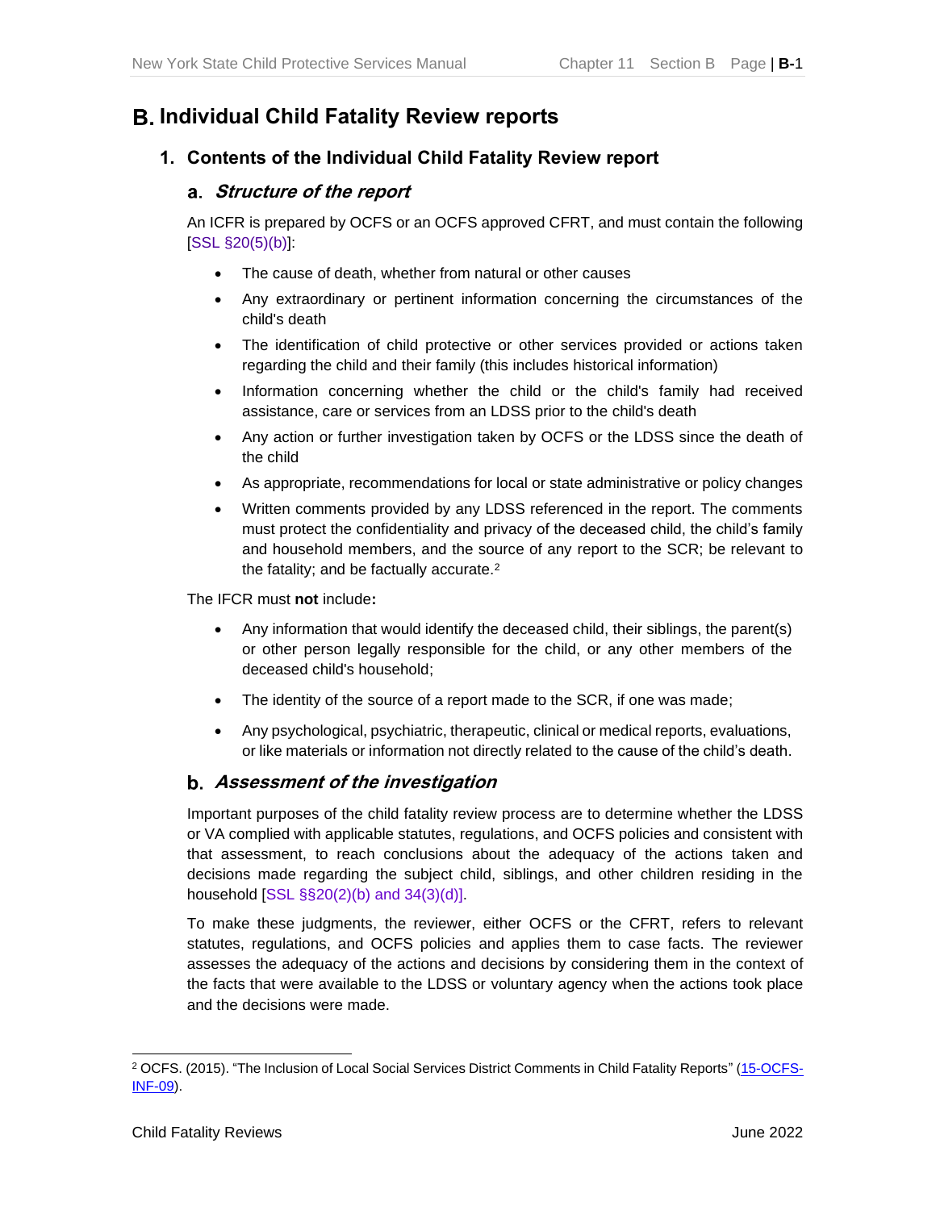# B. Individual Child Fatality Review reports

## 1. Contents of the Individual Child Fatality Review report

### a. *Structure of the report*

An ICFR is prepared by OCFS or an OCFS approved CFRT, and must contain the following [SSL §20(5)(b)]:

- The cause of death, whether from natural or other causes
- Any extraordinary or pertinent information concerning the circumstances of the child's death
- The identification of child protective or other services provided or actions taken regarding the child and their family (this includes historical information)
- Information concerning whether the child or the child's family had received assistance, care or services from an LDSS prior to the child's death
- Any action or further investigation taken by OCFS or the LDSS since the death of the child
- As appropriate, recommendations for local or state administrative or policy changes
- Written comments provided by any LDSS referenced in the report. The comments must protect the confidentiality and privacy of the deceased child, the child's family and household members, and the source of any report to the SCR; be relevant to the fatality; and be factually accurate.[2]

The IFCR must **not** include**:**

- Any information that would identify the deceased child, their siblings, the parent(s) or other person legally responsible for the child, or any other members of the deceased child's household;
- The identity of the source of a report made to the SCR, if one was made;
- Any psychological, psychiatric, therapeutic, clinical or medical reports, evaluations, or like materials or information not directly related to the cause of the child's death.

### b. *Assessment of the investigation*

Important purposes of the child fatality review process are to determine whether the LDSS or VA complied with applicable statutes, regulations, and OCFS policies and consistent with that assessment, to reach conclusions about the adequacy of the actions taken and decisions made regarding the subject child, siblings, and other children residing in the household [SSL §§20(2)(b) and 34(3)(d)].

To make these judgments, the reviewer, either OCFS or the CFRT, refers to relevant statutes, regulations, and OCFS policies and applies them to case facts. The reviewer assesses the adequacy of the actions and decisions by considering them in the context of the facts that were available to the LDSS or voluntary agency when the actions took place and the decisions were made.

---

[2] OCFS. (2015). "The Inclusion of Local Social Services District Comments in Child Fatality Reports" (15-OCFS-INF-09).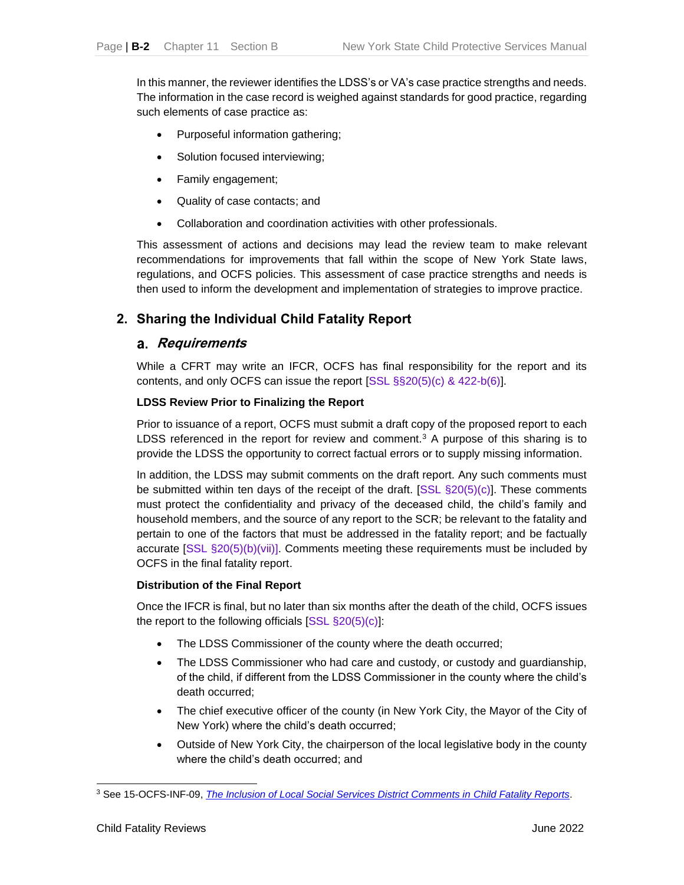In this manner, the reviewer identifies the LDSS's or VA's case practice strengths and needs. The information in the case record is weighed against standards for good practice, regarding such elements of case practice as:

- Purposeful information gathering;
- Solution focused interviewing;
- Family engagement;
- Quality of case contacts; and
- Collaboration and coordination activities with other professionals.

This assessment of actions and decisions may lead the review team to make relevant recommendations for improvements that fall within the scope of New York State laws, regulations, and OCFS policies. This assessment of case practice strengths and needs is then used to inform the development and implementation of strategies to improve practice.

## 2. Sharing the Individual Child Fatality Report

### a. *Requirements*

While a CFRT may write an IFCR, OCFS has final responsibility for the report and its contents, and only OCFS can issue the report [SSL §§20(5)(c) & 422-b(6)].

**LDSS Review Prior to Finalizing the Report**

Prior to issuance of a report, OCFS must submit a draft copy of the proposed report to each LDSS referenced in the report for review and comment.[3] A purpose of this sharing is to provide the LDSS the opportunity to correct factual errors or to supply missing information.

In addition, the LDSS may submit comments on the draft report. Any such comments must be submitted within ten days of the receipt of the draft. [SSL §20(5)(c)]. These comments must protect the confidentiality and privacy of the deceased child, the child's family and household members, and the source of any report to the SCR; be relevant to the fatality and pertain to one of the factors that must be addressed in the fatality report; and be factually accurate [SSL §20(5)(b)(vii)]. Comments meeting these requirements must be included by OCFS in the final fatality report.

**Distribution of the Final Report**

Once the IFCR is final, but no later than six months after the death of the child, OCFS issues the report to the following officials [SSL §20(5)(c)]:

- The LDSS Commissioner of the county where the death occurred;
- The LDSS Commissioner who had care and custody, or custody and guardianship, of the child, if different from the LDSS Commissioner in the county where the child's death occurred;
- The chief executive officer of the county (in New York City, the Mayor of the City of New York) where the child's death occurred;
- Outside of New York City, the chairperson of the local legislative body in the county where the child's death occurred; and

[3] See 15-OCFS-INF-09, *The Inclusion of Local Social Services District Comments in Child Fatality Reports*.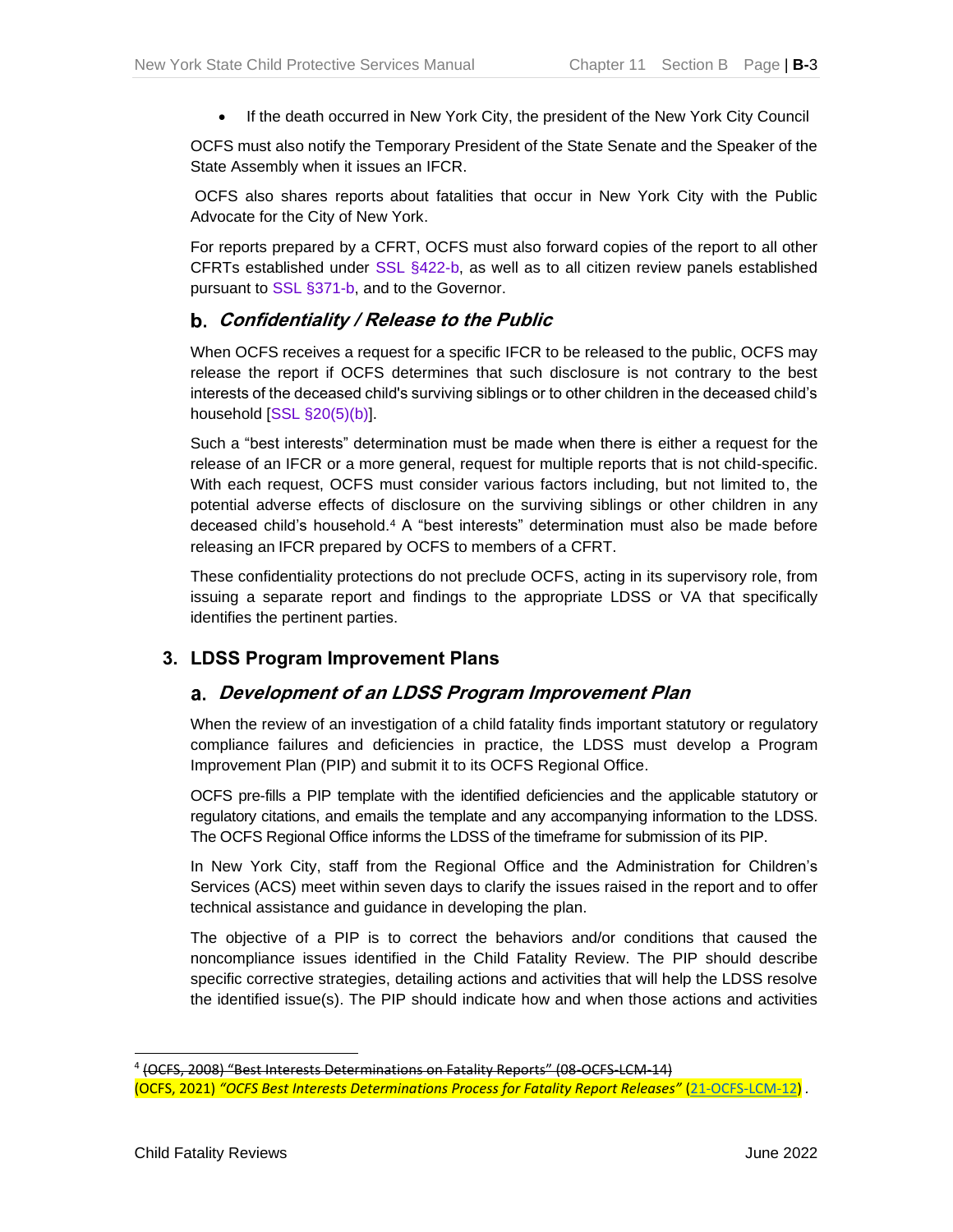- If the death occurred in New York City, the president of the New York City Council

OCFS must also notify the Temporary President of the State Senate and the Speaker of the State Assembly when it issues an IFCR.

OCFS also shares reports about fatalities that occur in New York City with the Public Advocate for the City of New York.

For reports prepared by a CFRT, OCFS must also forward copies of the report to all other CFRTs established under SSL §422-b, as well as to all citizen review panels established pursuant to SSL §371-b, and to the Governor.

### b. *Confidentiality / Release to the Public*

When OCFS receives a request for a specific IFCR to be released to the public, OCFS may release the report if OCFS determines that such disclosure is not contrary to the best interests of the deceased child's surviving siblings or to other children in the deceased child's household [SSL §20(5)(b)].

Such a "best interests" determination must be made when there is either a request for the release of an IFCR or a more general, request for multiple reports that is not child-specific. With each request, OCFS must consider various factors including, but not limited to, the potential adverse effects of disclosure on the surviving siblings or other children in any deceased child's household.[4] A "best interests" determination must also be made before releasing an IFCR prepared by OCFS to members of a CFRT.

These confidentiality protections do not preclude OCFS, acting in its supervisory role, from issuing a separate report and findings to the appropriate LDSS or VA that specifically identifies the pertinent parties.

## 3. LDSS Program Improvement Plans

### a. *Development of an LDSS Program Improvement Plan*

When the review of an investigation of a child fatality finds important statutory or regulatory compliance failures and deficiencies in practice, the LDSS must develop a Program Improvement Plan (PIP) and submit it to its OCFS Regional Office.

OCFS pre-fills a PIP template with the identified deficiencies and the applicable statutory or regulatory citations, and emails the template and any accompanying information to the LDSS. The OCFS Regional Office informs the LDSS of the timeframe for submission of its PIP.

In New York City, staff from the Regional Office and the Administration for Children's Services (ACS) meet within seven days to clarify the issues raised in the report and to offer technical assistance and guidance in developing the plan.

The objective of a PIP is to correct the behaviors and/or conditions that caused the noncompliance issues identified in the Child Fatality Review. The PIP should describe specific corrective strategies, detailing actions and activities that will help the LDSS resolve the identified issue(s). The PIP should indicate how and when those actions and activities

---

[4] ~~(OCFS, 2008) "Best Interests Determinations on Fatality Reports" (08-OCFS-LCM-14)~~
(OCFS, 2021) *"OCFS Best Interests Determinations Process for Fatality Report Releases"* (21-OCFS-LCM-12) .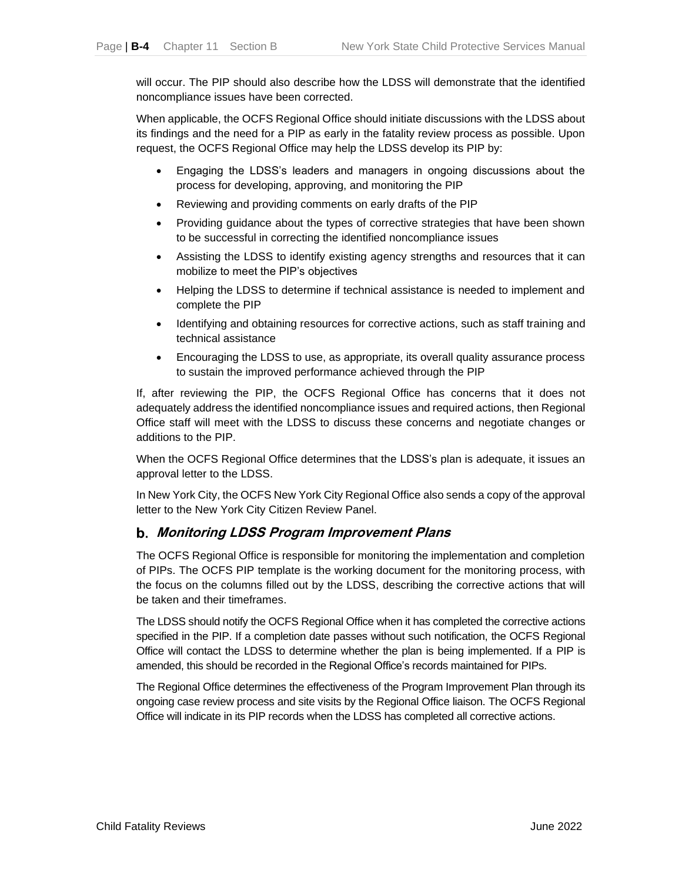will occur. The PIP should also describe how the LDSS will demonstrate that the identified noncompliance issues have been corrected.

When applicable, the OCFS Regional Office should initiate discussions with the LDSS about its findings and the need for a PIP as early in the fatality review process as possible. Upon request, the OCFS Regional Office may help the LDSS develop its PIP by:

- Engaging the LDSS's leaders and managers in ongoing discussions about the process for developing, approving, and monitoring the PIP
- Reviewing and providing comments on early drafts of the PIP
- Providing guidance about the types of corrective strategies that have been shown to be successful in correcting the identified noncompliance issues
- Assisting the LDSS to identify existing agency strengths and resources that it can mobilize to meet the PIP's objectives
- Helping the LDSS to determine if technical assistance is needed to implement and complete the PIP
- Identifying and obtaining resources for corrective actions, such as staff training and technical assistance
- Encouraging the LDSS to use, as appropriate, its overall quality assurance process to sustain the improved performance achieved through the PIP

If, after reviewing the PIP, the OCFS Regional Office has concerns that it does not adequately address the identified noncompliance issues and required actions, then Regional Office staff will meet with the LDSS to discuss these concerns and negotiate changes or additions to the PIP.

When the OCFS Regional Office determines that the LDSS's plan is adequate, it issues an approval letter to the LDSS.

In New York City, the OCFS New York City Regional Office also sends a copy of the approval letter to the New York City Citizen Review Panel.

### b. *Monitoring LDSS Program Improvement Plans*

The OCFS Regional Office is responsible for monitoring the implementation and completion of PIPs. The OCFS PIP template is the working document for the monitoring process, with the focus on the columns filled out by the LDSS, describing the corrective actions that will be taken and their timeframes.

The LDSS should notify the OCFS Regional Office when it has completed the corrective actions specified in the PIP. If a completion date passes without such notification, the OCFS Regional Office will contact the LDSS to determine whether the plan is being implemented. If a PIP is amended, this should be recorded in the Regional Office's records maintained for PIPs.

The Regional Office determines the effectiveness of the Program Improvement Plan through its ongoing case review process and site visits by the Regional Office liaison. The OCFS Regional Office will indicate in its PIP records when the LDSS has completed all corrective actions.